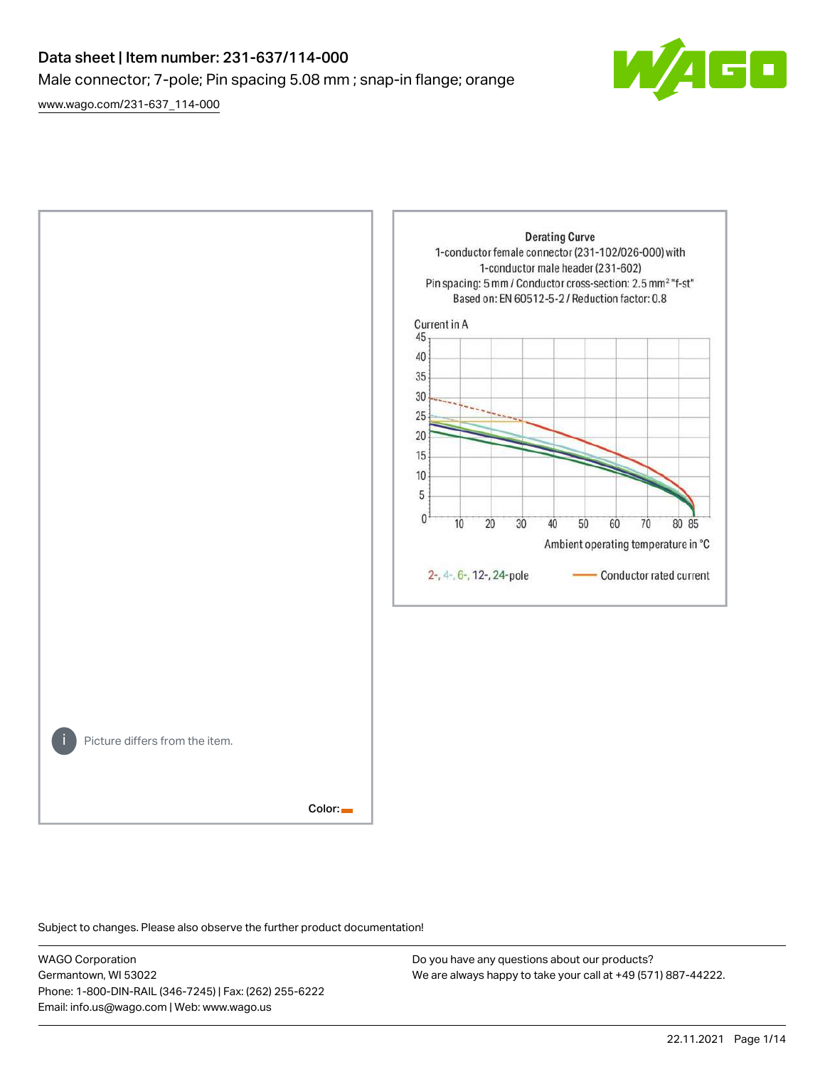# Data sheet | Item number: 231-637/114-000

Male connector; 7-pole; Pin spacing 5.08 mm ; snap-in flange; orange

www.wago.com/231-637_114-000

Picture differs from the item.

Color:

Derating Curve

1-conductor female connector (231-102/026-000) with 1-conductor male header (231-602)

Pin spacing: 5 mm / Conductor cross-section: 2.5 mm² "f-st"

Based on: EN 60512-5-2 / Reduction factor: 0.8

Current in A

Ambient operating temperature in °C

2-, 4-, 6-, 12-, 24-pole — Conductor rated current

Subject to changes. Please also observe the further product documentation!

WAGO Corporation
Germantown, WI 53022
Phone: 1-800-DIN-RAIL (346-7245) | Fax: (262) 255-6222
Email: info.us@wago.com | Web: www.wago.us

Do you have any questions about our products?
We are always happy to take your call at +49 (571) 887-44222.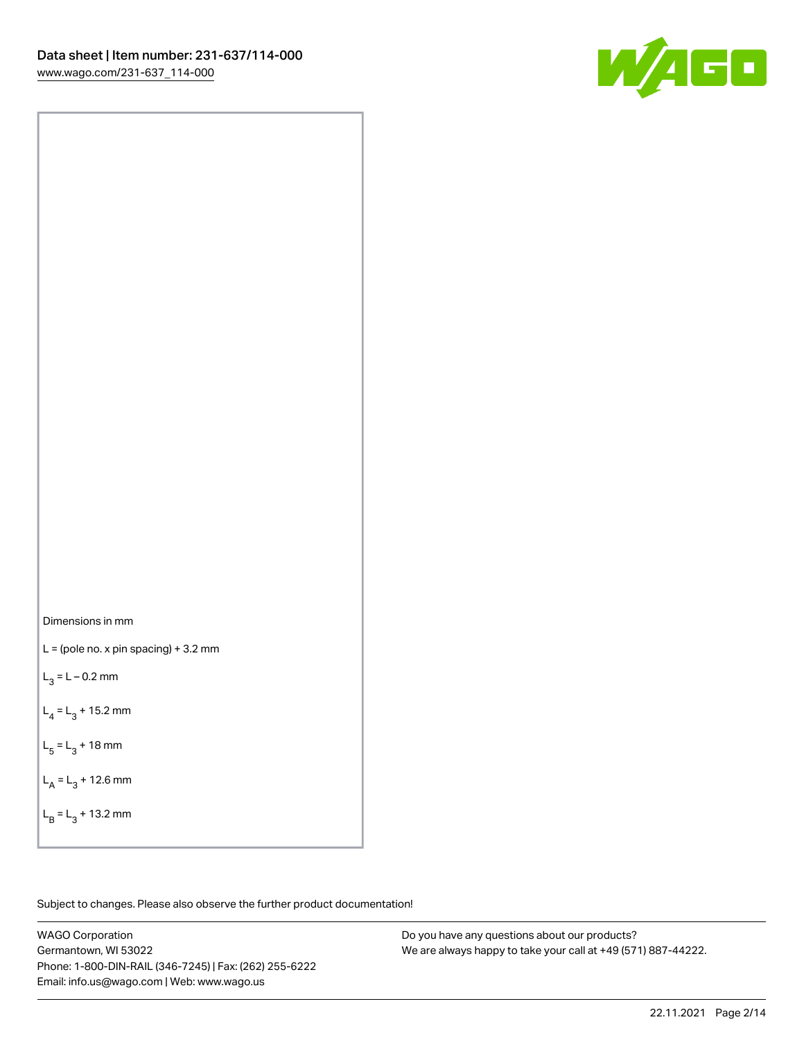Dimensions in mm

$L$ = (pole no. x pin spacing) + 3.2 mm

$L_3 = L - 0.2$ mm

$L_4 = L_3 + 15.2$ mm

$L_5 = L_3 + 18$ mm

$L_A = L_3 + 12.6$ mm

$L_B = L_3 + 13.2$ mm

Subject to changes. Please also observe the further product documentation!

WAGO Corporation
Germantown, WI 53022
Phone: 1-800-DIN-RAIL (346-7245) | Fax: (262) 255-6222
Email: info.us@wago.com | Web: www.wago.us

Do you have any questions about our products?
We are always happy to take your call at +49 (571) 887-44222.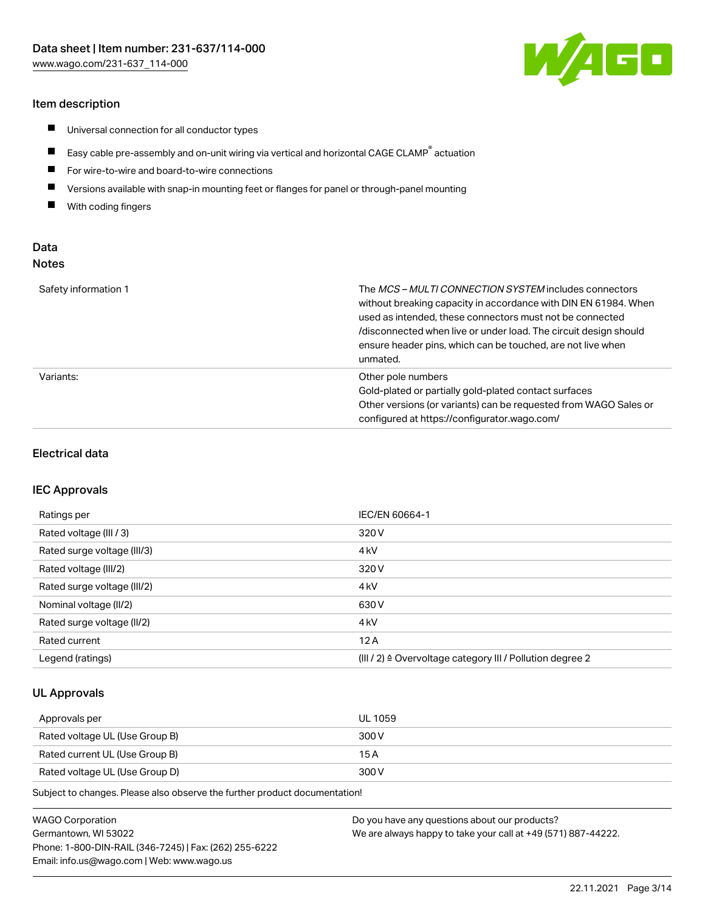## Item description

- Universal connection for all conductor types
- Easy cable pre-assembly and on-unit wiring via vertical and horizontal CAGE CLAMP® actuation
- For wire-to-wire and board-to-wire connections
- Versions available with snap-in mounting feet or flanges for panel or through-panel mounting
- With coding fingers

## Data

### Notes

| | |
|---|---|
| Safety information 1 | The *MCS – MULTI CONNECTION SYSTEM* includes connectors without breaking capacity in accordance with DIN EN 61984. When used as intended, these connectors must not be connected /disconnected when live or under load. The circuit design should ensure header pins, which can be touched, are not live when unmated. |
| Variants: | Other pole numbers<br>Gold-plated or partially gold-plated contact surfaces<br>Other versions (or variants) can be requested from WAGO Sales or configured at https://configurator.wago.com/ |

## Electrical data

### IEC Approvals

| | |
|---|---|
| Ratings per | IEC/EN 60664-1 |
| Rated voltage (III / 3) | 320 V |
| Rated surge voltage (III/3) | 4 kV |
| Rated voltage (III/2) | 320 V |
| Rated surge voltage (III/2) | 4 kV |
| Nominal voltage (II/2) | 630 V |
| Rated surge voltage (II/2) | 4 kV |
| Rated current | 12 A |
| Legend (ratings) | (III / 2) ≙ Overvoltage category III / Pollution degree 2 |

### UL Approvals

| | |
|---|---|
| Approvals per | UL 1059 |
| Rated voltage UL (Use Group B) | 300 V |
| Rated current UL (Use Group B) | 15 A |
| Rated voltage UL (Use Group D) | 300 V |

Subject to changes. Please also observe the further product documentation!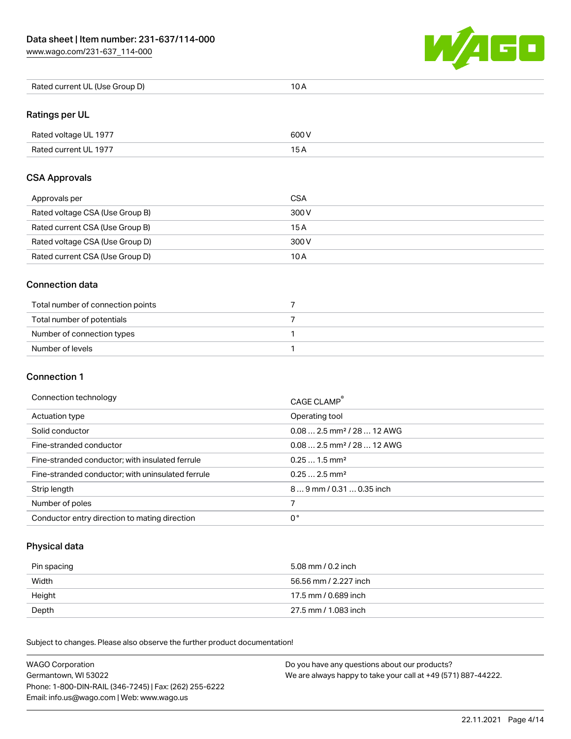| Rated current UL (Use Group D) | 10 A |
| --- | --- |

## Ratings per UL

| Rated voltage UL 1977 | 600 V |
| --- | --- |
| Rated current UL 1977 | 15 A |

## CSA Approvals

| Approvals per | CSA |
| --- | --- |
| Rated voltage CSA (Use Group B) | 300 V |
| Rated current CSA (Use Group B) | 15 A |
| Rated voltage CSA (Use Group D) | 300 V |
| Rated current CSA (Use Group D) | 10 A |

## Connection data

| Total number of connection points | 7 |
| --- | --- |
| Total number of potentials | 7 |
| Number of connection types | 1 |
| Number of levels | 1 |

## Connection 1

| Connection technology | CAGE CLAMP® |
| --- | --- |
| Actuation type | Operating tool |
| Solid conductor | 0.08 … 2.5 mm² / 28 … 12 AWG |
| Fine-stranded conductor | 0.08 … 2.5 mm² / 28 … 12 AWG |
| Fine-stranded conductor; with insulated ferrule | 0.25 … 1.5 mm² |
| Fine-stranded conductor; with uninsulated ferrule | 0.25 … 2.5 mm² |
| Strip length | 8 … 9 mm / 0.31 … 0.35 inch |
| Number of poles | 7 |
| Conductor entry direction to mating direction | 0 ° |

## Physical data

| Pin spacing | 5.08 mm / 0.2 inch |
| --- | --- |
| Width | 56.56 mm / 2.227 inch |
| Height | 17.5 mm / 0.689 inch |
| Depth | 27.5 mm / 1.083 inch |

Subject to changes. Please also observe the further product documentation!

WAGO Corporation
Germantown, WI 53022
Phone: 1-800-DIN-RAIL (346-7245) | Fax: (262) 255-6222
Email: info.us@wago.com | Web: www.wago.us

Do you have any questions about our products?
We are always happy to take your call at +49 (571) 887-44222.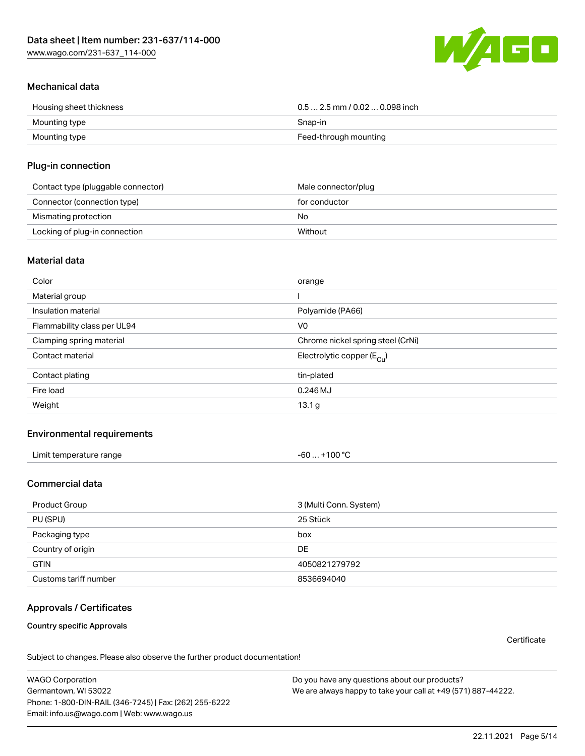## Mechanical data

| | |
|---|---|
| Housing sheet thickness | 0.5 … 2.5 mm / 0.02 … 0.098 inch |
| Mounting type | Snap-in |
| Mounting type | Feed-through mounting |

## Plug-in connection

| | |
|---|---|
| Contact type (pluggable connector) | Male connector/plug |
| Connector (connection type) | for conductor |
| Mismating protection | No |
| Locking of plug-in connection | Without |

## Material data

| | |
|---|---|
| Color | orange |
| Material group | I |
| Insulation material | Polyamide (PA66) |
| Flammability class per UL94 | V0 |
| Clamping spring material | Chrome nickel spring steel (CrNi) |
| Contact material | Electrolytic copper ($E_{Cu}$) |
| Contact plating | tin-plated |
| Fire load | 0.246 MJ |
| Weight | 13.1 g |

## Environmental requirements

| | |
|---|---|
| Limit temperature range | -60 … +100 °C |

## Commercial data

| | |
|---|---|
| Product Group | 3 (Multi Conn. System) |
| PU (SPU) | 25 Stück |
| Packaging type | box |
| Country of origin | DE |
| GTIN | 4050821279792 |
| Customs tariff number | 8536694040 |

## Approvals / Certificates

**Country specific Approvals**

Certificate

Subject to changes. Please also observe the further product documentation!

WAGO Corporation
Germantown, WI 53022
Phone: 1-800-DIN-RAIL (346-7245) | Fax: (262) 255-6222
Email: info.us@wago.com | Web: www.wago.us

Do you have any questions about our products?
We are always happy to take your call at +49 (571) 887-44222.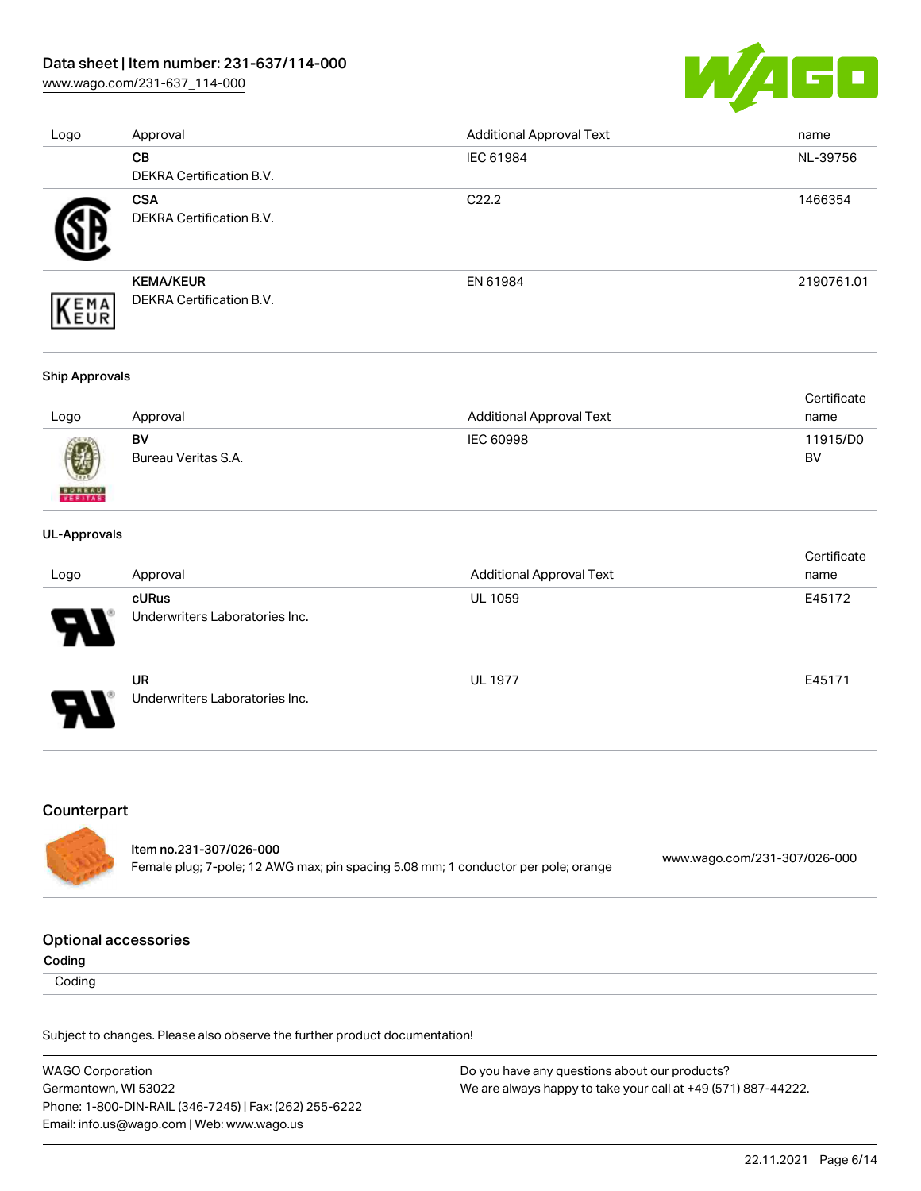| Logo | Approval | Additional Approval Text | name |
|---|---|---|---|
| | **CB**<br>DEKRA Certification B.V. | IEC 61984 | NL-39756 |
| | **CSA**<br>DEKRA Certification B.V. | C22.2 | 1466354 |
| | **KEMA/KEUR**<br>DEKRA Certification B.V. | EN 61984 | 2190761.01 |

### Ship Approvals

| Logo | Approval | Additional Approval Text | Certificate name |
|---|---|---|---|
| | **BV**<br>Bureau Veritas S.A. | IEC 60998 | 11915/D0 BV |

### UL-Approvals

| Logo | Approval | Additional Approval Text | Certificate name |
|---|---|---|---|
| | **cURus**<br>Underwriters Laboratories Inc. | UL 1059 | E45172 |
| | **UR**<br>Underwriters Laboratories Inc. | UL 1977 | E45171 |

## Counterpart

**Item no.231-307/026-000**
Female plug; 7-pole; 12 AWG max; pin spacing 5.08 mm; 1 conductor per pole; orange — www.wago.com/231-307/026-000

## Optional accessories

**Coding**

Coding

Subject to changes. Please also observe the further product documentation!

WAGO Corporation
Germantown, WI 53022
Phone: 1-800-DIN-RAIL (346-7245) | Fax: (262) 255-6222
Email: info.us@wago.com | Web: www.wago.us

Do you have any questions about our products?
We are always happy to take your call at +49 (571) 887-44222.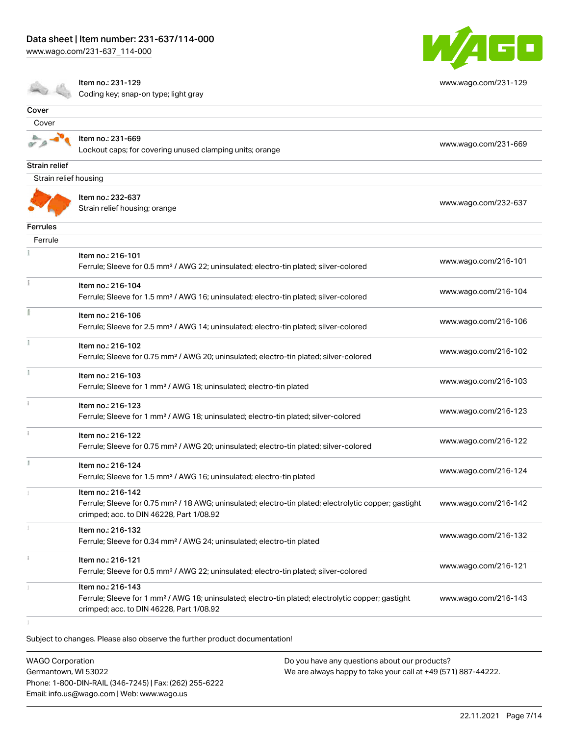| | | |
|---|---|---|
| | Item no.: 231-129<br>Coding key; snap-on type; light gray | www.wago.com/231-129 |

**Cover**

| Cover | | |
|---|---|---|
| | Item no.: 231-669<br>Lockout caps; for covering unused clamping units; orange | www.wago.com/231-669 |

**Strain relief**

| Strain relief housing | | |
|---|---|---|
| | Item no.: 232-637<br>Strain relief housing; orange | www.wago.com/232-637 |

**Ferrules**

| Ferrule | | |
|---|---|---|
| | Item no.: 216-101<br>Ferrule; Sleeve for 0.5 mm² / AWG 22; uninsulated; electro-tin plated; silver-colored | www.wago.com/216-101 |
| | Item no.: 216-104<br>Ferrule; Sleeve for 1.5 mm² / AWG 16; uninsulated; electro-tin plated; silver-colored | www.wago.com/216-104 |
| | Item no.: 216-106<br>Ferrule; Sleeve for 2.5 mm² / AWG 14; uninsulated; electro-tin plated; silver-colored | www.wago.com/216-106 |
| | Item no.: 216-102<br>Ferrule; Sleeve for 0.75 mm² / AWG 20; uninsulated; electro-tin plated; silver-colored | www.wago.com/216-102 |
| | Item no.: 216-103<br>Ferrule; Sleeve for 1 mm² / AWG 18; uninsulated; electro-tin plated | www.wago.com/216-103 |
| | Item no.: 216-123<br>Ferrule; Sleeve for 1 mm² / AWG 18; uninsulated; electro-tin plated; silver-colored | www.wago.com/216-123 |
| | Item no.: 216-122<br>Ferrule; Sleeve for 0.75 mm² / AWG 20; uninsulated; electro-tin plated; silver-colored | www.wago.com/216-122 |
| | Item no.: 216-124<br>Ferrule; Sleeve for 1.5 mm² / AWG 16; uninsulated; electro-tin plated | www.wago.com/216-124 |
| | Item no.: 216-142<br>Ferrule; Sleeve for 0.75 mm² / 18 AWG; uninsulated; electro-tin plated; electrolytic copper; gastight crimped; acc. to DIN 46228, Part 1/08.92 | www.wago.com/216-142 |
| | Item no.: 216-132<br>Ferrule; Sleeve for 0.34 mm² / AWG 24; uninsulated; electro-tin plated | www.wago.com/216-132 |
| | Item no.: 216-121<br>Ferrule; Sleeve for 0.5 mm² / AWG 22; uninsulated; electro-tin plated; silver-colored | www.wago.com/216-121 |
| | Item no.: 216-143<br>Ferrule; Sleeve for 1 mm² / AWG 18; uninsulated; electro-tin plated; electrolytic copper; gastight crimped; acc. to DIN 46228, Part 1/08.92 | www.wago.com/216-143 |

Subject to changes. Please also observe the further product documentation!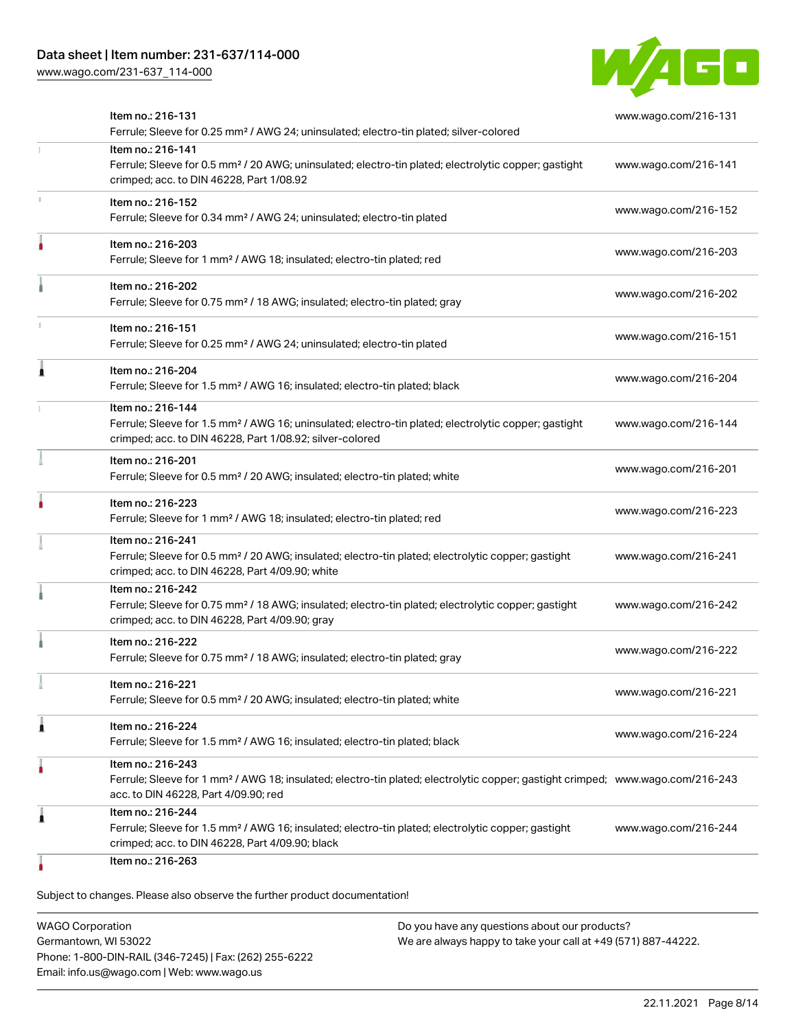| Item | URL |
| --- | --- |
| Item no.: 216-131<br>Ferrule; Sleeve for 0.25 mm² / AWG 24; uninsulated; electro-tin plated; silver-colored | www.wago.com/216-131 |
| Item no.: 216-141<br>Ferrule; Sleeve for 0.5 mm² / 20 AWG; uninsulated; electro-tin plated; electrolytic copper; gastight crimped; acc. to DIN 46228, Part 1/08.92 | www.wago.com/216-141 |
| Item no.: 216-152<br>Ferrule; Sleeve for 0.34 mm² / AWG 24; uninsulated; electro-tin plated | www.wago.com/216-152 |
| Item no.: 216-203<br>Ferrule; Sleeve for 1 mm² / AWG 18; insulated; electro-tin plated; red | www.wago.com/216-203 |
| Item no.: 216-202<br>Ferrule; Sleeve for 0.75 mm² / 18 AWG; insulated; electro-tin plated; gray | www.wago.com/216-202 |
| Item no.: 216-151<br>Ferrule; Sleeve for 0.25 mm² / AWG 24; uninsulated; electro-tin plated | www.wago.com/216-151 |
| Item no.: 216-204<br>Ferrule; Sleeve for 1.5 mm² / AWG 16; insulated; electro-tin plated; black | www.wago.com/216-204 |
| Item no.: 216-144<br>Ferrule; Sleeve for 1.5 mm² / AWG 16; uninsulated; electro-tin plated; electrolytic copper; gastight crimped; acc. to DIN 46228, Part 1/08.92; silver-colored | www.wago.com/216-144 |
| Item no.: 216-201<br>Ferrule; Sleeve for 0.5 mm² / 20 AWG; insulated; electro-tin plated; white | www.wago.com/216-201 |
| Item no.: 216-223<br>Ferrule; Sleeve for 1 mm² / AWG 18; insulated; electro-tin plated; red | www.wago.com/216-223 |
| Item no.: 216-241<br>Ferrule; Sleeve for 0.5 mm² / 20 AWG; insulated; electro-tin plated; electrolytic copper; gastight crimped; acc. to DIN 46228, Part 4/09.90; white | www.wago.com/216-241 |
| Item no.: 216-242<br>Ferrule; Sleeve for 0.75 mm² / 18 AWG; insulated; electro-tin plated; electrolytic copper; gastight crimped; acc. to DIN 46228, Part 4/09.90; gray | www.wago.com/216-242 |
| Item no.: 216-222<br>Ferrule; Sleeve for 0.75 mm² / 18 AWG; insulated; electro-tin plated; gray | www.wago.com/216-222 |
| Item no.: 216-221<br>Ferrule; Sleeve for 0.5 mm² / 20 AWG; insulated; electro-tin plated; white | www.wago.com/216-221 |
| Item no.: 216-224<br>Ferrule; Sleeve for 1.5 mm² / AWG 16; insulated; electro-tin plated; black | www.wago.com/216-224 |
| Item no.: 216-243<br>Ferrule; Sleeve for 1 mm² / AWG 18; insulated; electro-tin plated; electrolytic copper; gastight crimped; acc. to DIN 46228, Part 4/09.90; red | www.wago.com/216-243 |
| Item no.: 216-244<br>Ferrule; Sleeve for 1.5 mm² / AWG 16; insulated; electro-tin plated; electrolytic copper; gastight crimped; acc. to DIN 46228, Part 4/09.90; black | www.wago.com/216-244 |
| Item no.: 216-263 | |

Subject to changes. Please also observe the further product documentation!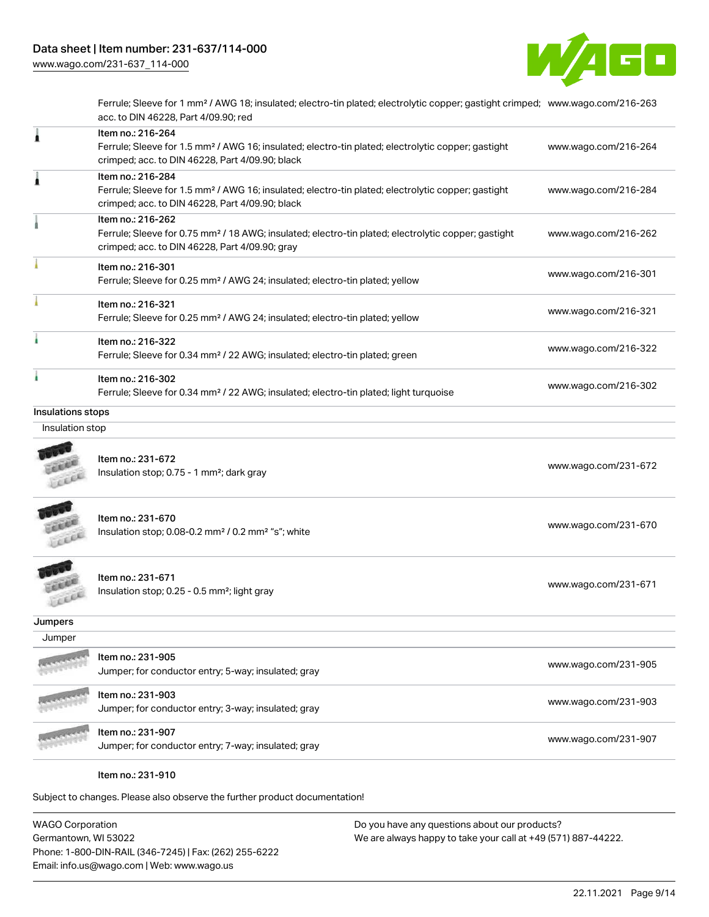| | |
|---|---|
| Ferrule; Sleeve for 1 mm² / AWG 18; insulated; electro-tin plated; electrolytic copper; gastight crimped; acc. to DIN 46228, Part 4/09.90; red | www.wago.com/216-263 |
| Item no.: 216-264<br>Ferrule; Sleeve for 1.5 mm² / AWG 16; insulated; electro-tin plated; electrolytic copper; gastight crimped; acc. to DIN 46228, Part 4/09.90; black | www.wago.com/216-264 |
| Item no.: 216-284<br>Ferrule; Sleeve for 1.5 mm² / AWG 16; insulated; electro-tin plated; electrolytic copper; gastight crimped; acc. to DIN 46228, Part 4/09.90; black | www.wago.com/216-284 |
| Item no.: 216-262<br>Ferrule; Sleeve for 0.75 mm² / 18 AWG; insulated; electro-tin plated; electrolytic copper; gastight crimped; acc. to DIN 46228, Part 4/09.90; gray | www.wago.com/216-262 |
| Item no.: 216-301<br>Ferrule; Sleeve for 0.25 mm² / AWG 24; insulated; electro-tin plated; yellow | www.wago.com/216-301 |
| Item no.: 216-321<br>Ferrule; Sleeve for 0.25 mm² / AWG 24; insulated; electro-tin plated; yellow | www.wago.com/216-321 |
| Item no.: 216-322<br>Ferrule; Sleeve for 0.34 mm² / 22 AWG; insulated; electro-tin plated; green | www.wago.com/216-322 |
| Item no.: 216-302<br>Ferrule; Sleeve for 0.34 mm² / 22 AWG; insulated; electro-tin plated; light turquoise | www.wago.com/216-302 |

## Insulations stops

### Insulation stop

| | |
|---|---|
| Item no.: 231-672<br>Insulation stop; 0.75 - 1 mm²; dark gray | www.wago.com/231-672 |
| Item no.: 231-670<br>Insulation stop; 0.08-0.2 mm² / 0.2 mm² "s"; white | www.wago.com/231-670 |
| Item no.: 231-671<br>Insulation stop; 0.25 - 0.5 mm²; light gray | www.wago.com/231-671 |

## Jumpers

### Jumper

| | |
|---|---|
| Item no.: 231-905<br>Jumper; for conductor entry; 5-way; insulated; gray | www.wago.com/231-905 |
| Item no.: 231-903<br>Jumper; for conductor entry; 3-way; insulated; gray | www.wago.com/231-903 |
| Item no.: 231-907<br>Jumper; for conductor entry; 7-way; insulated; gray | www.wago.com/231-907 |
| Item no.: 231-910 | |

Subject to changes. Please also observe the further product documentation!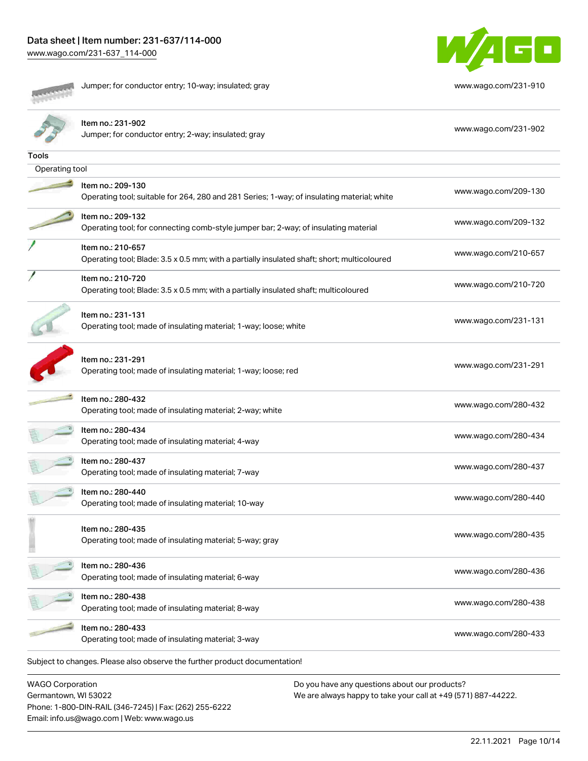| | |
|---|---|
| Jumper; for conductor entry; 10-way; insulated; gray | www.wago.com/231-910 |
| Item no.: 231-902<br>Jumper; for conductor entry; 2-way; insulated; gray | www.wago.com/231-902 |

**Tools**

Operating tool

| | |
|---|---|
| Item no.: 209-130<br>Operating tool; suitable for 264, 280 and 281 Series; 1-way; of insulating material; white | www.wago.com/209-130 |
| Item no.: 209-132<br>Operating tool; for connecting comb-style jumper bar; 2-way; of insulating material | www.wago.com/209-132 |
| Item no.: 210-657<br>Operating tool; Blade: 3.5 x 0.5 mm; with a partially insulated shaft; short; multicoloured | www.wago.com/210-657 |
| Item no.: 210-720<br>Operating tool; Blade: 3.5 x 0.5 mm; with a partially insulated shaft; multicoloured | www.wago.com/210-720 |
| Item no.: 231-131<br>Operating tool; made of insulating material; 1-way; loose; white | www.wago.com/231-131 |
| Item no.: 231-291<br>Operating tool; made of insulating material; 1-way; loose; red | www.wago.com/231-291 |
| Item no.: 280-432<br>Operating tool; made of insulating material; 2-way; white | www.wago.com/280-432 |
| Item no.: 280-434<br>Operating tool; made of insulating material; 4-way | www.wago.com/280-434 |
| Item no.: 280-437<br>Operating tool; made of insulating material; 7-way | www.wago.com/280-437 |
| Item no.: 280-440<br>Operating tool; made of insulating material; 10-way | www.wago.com/280-440 |
| Item no.: 280-435<br>Operating tool; made of insulating material; 5-way; gray | www.wago.com/280-435 |
| Item no.: 280-436<br>Operating tool; made of insulating material; 6-way | www.wago.com/280-436 |
| Item no.: 280-438<br>Operating tool; made of insulating material; 8-way | www.wago.com/280-438 |
| Item no.: 280-433<br>Operating tool; made of insulating material; 3-way | www.wago.com/280-433 |

Subject to changes. Please also observe the further product documentation!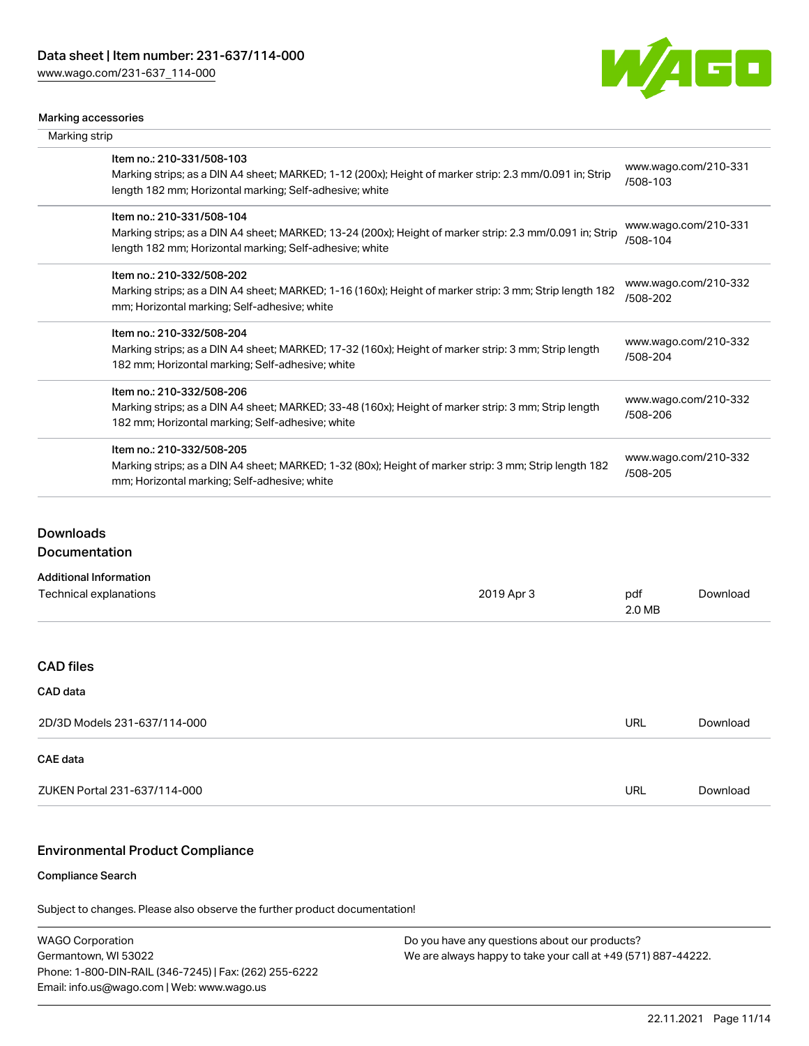#### Marking accessories

Marking strip

| | |
|---|---|
| Item no.: 210-331/508-103<br>Marking strips; as a DIN A4 sheet; MARKED; 1-12 (200x); Height of marker strip: 2.3 mm/0.091 in; Strip length 182 mm; Horizontal marking; Self-adhesive; white | www.wago.com/210-331/508-103 |
| Item no.: 210-331/508-104<br>Marking strips; as a DIN A4 sheet; MARKED; 13-24 (200x); Height of marker strip: 2.3 mm/0.091 in; Strip length 182 mm; Horizontal marking; Self-adhesive; white | www.wago.com/210-331/508-104 |
| Item no.: 210-332/508-202<br>Marking strips; as a DIN A4 sheet; MARKED; 1-16 (160x); Height of marker strip: 3 mm; Strip length 182 mm; Horizontal marking; Self-adhesive; white | www.wago.com/210-332/508-202 |
| Item no.: 210-332/508-204<br>Marking strips; as a DIN A4 sheet; MARKED; 17-32 (160x); Height of marker strip: 3 mm; Strip length 182 mm; Horizontal marking; Self-adhesive; white | www.wago.com/210-332/508-204 |
| Item no.: 210-332/508-206<br>Marking strips; as a DIN A4 sheet; MARKED; 33-48 (160x); Height of marker strip: 3 mm; Strip length 182 mm; Horizontal marking; Self-adhesive; white | www.wago.com/210-332/508-206 |
| Item no.: 210-332/508-205<br>Marking strips; as a DIN A4 sheet; MARKED; 1-32 (80x); Height of marker strip: 3 mm; Strip length 182 mm; Horizontal marking; Self-adhesive; white | www.wago.com/210-332/508-205 |

## Downloads

### Documentation

#### Additional Information

| | | | |
|---|---|---|---|
| Technical explanations | 2019 Apr 3 | pdf 2.0 MB | Download |

### CAD files

#### CAD data

| | | |
|---|---|---|
| 2D/3D Models 231-637/114-000 | URL | Download |

#### CAE data

| | | |
|---|---|---|
| ZUKEN Portal 231-637/114-000 | URL | Download |

### Environmental Product Compliance

#### Compliance Search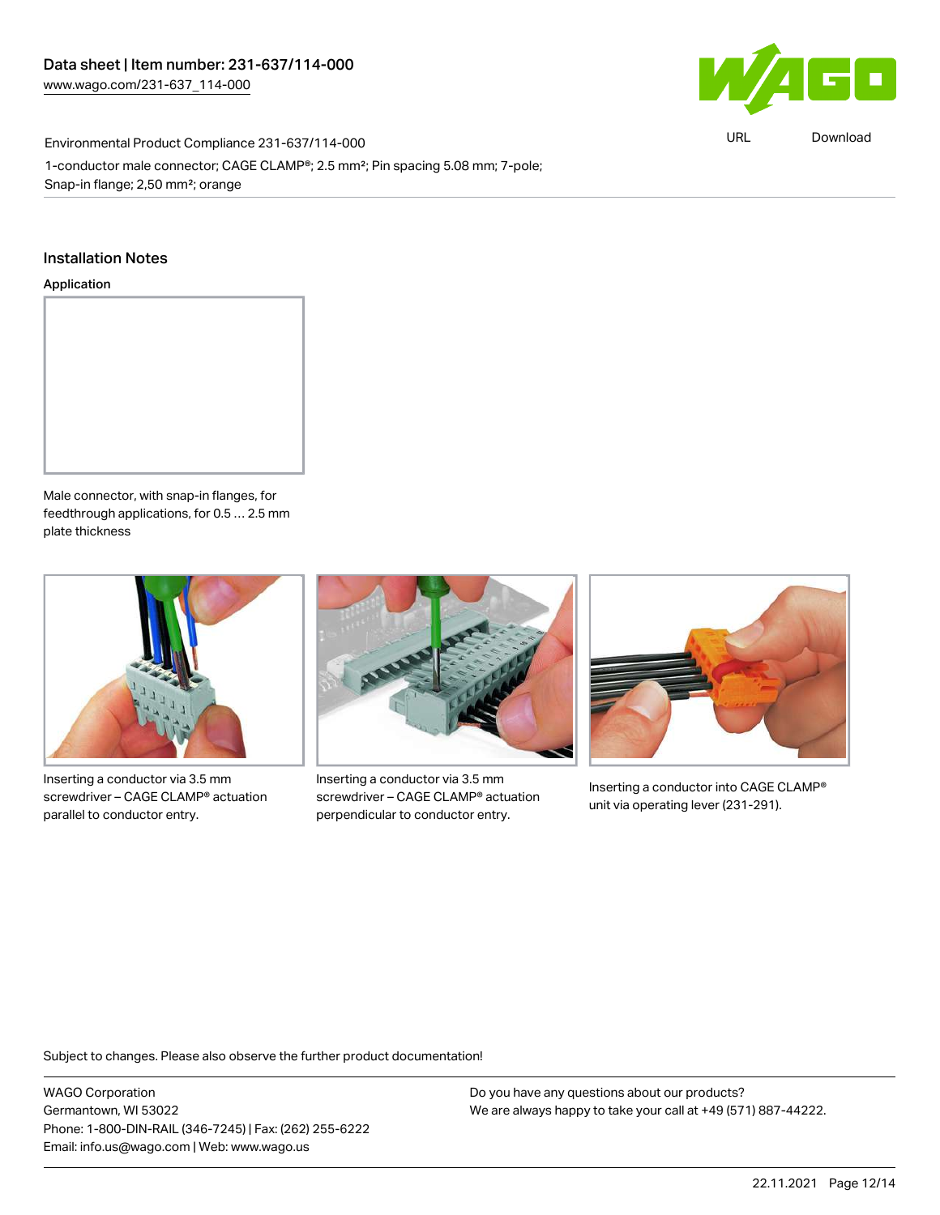Environmental Product Compliance 231-637/114-000

1-conductor male connector; CAGE CLAMP®; 2.5 mm²; Pin spacing 5.08 mm; 7-pole; Snap-in flange; 2,50 mm²; orange

## Installation Notes

### Application

Male connector, with snap-in flanges, for feedthrough applications, for 0.5 … 2.5 mm plate thickness

Inserting a conductor via 3.5 mm screwdriver – CAGE CLAMP® actuation parallel to conductor entry.

Inserting a conductor via 3.5 mm screwdriver – CAGE CLAMP® actuation perpendicular to conductor entry.

Inserting a conductor into CAGE CLAMP® unit via operating lever (231-291).

Subject to changes. Please also observe the further product documentation!

WAGO Corporation
Germantown, WI 53022
Phone: 1-800-DIN-RAIL (346-7245) | Fax: (262) 255-6222
Email: info.us@wago.com | Web: www.wago.us

Do you have any questions about our products?
We are always happy to take your call at +49 (571) 887-44222.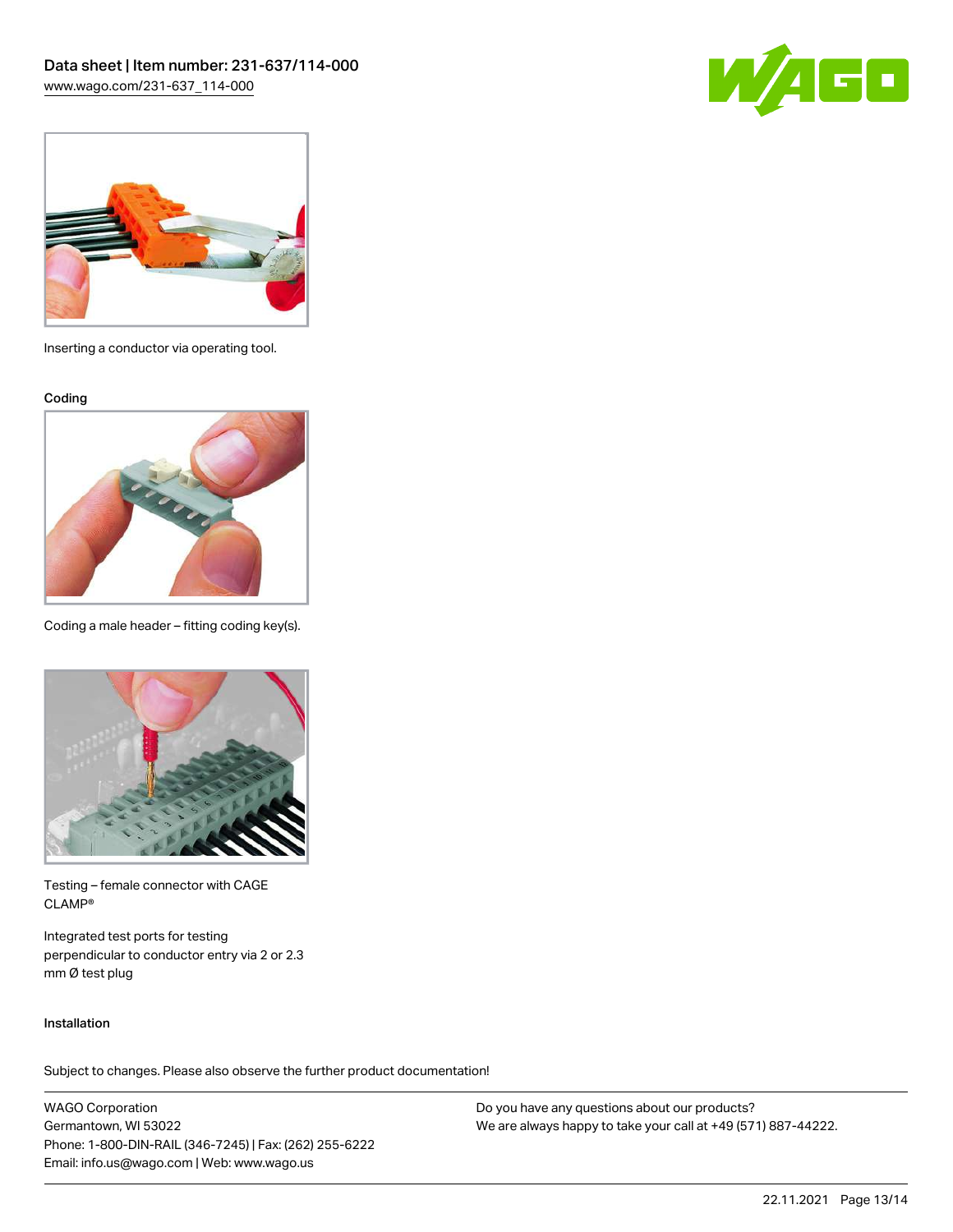Inserting a conductor via operating tool.

Coding

Coding a male header – fitting coding key(s).

Testing – female connector with CAGE CLAMP®

Integrated test ports for testing perpendicular to conductor entry via 2 or 2.3 mm Ø test plug

Installation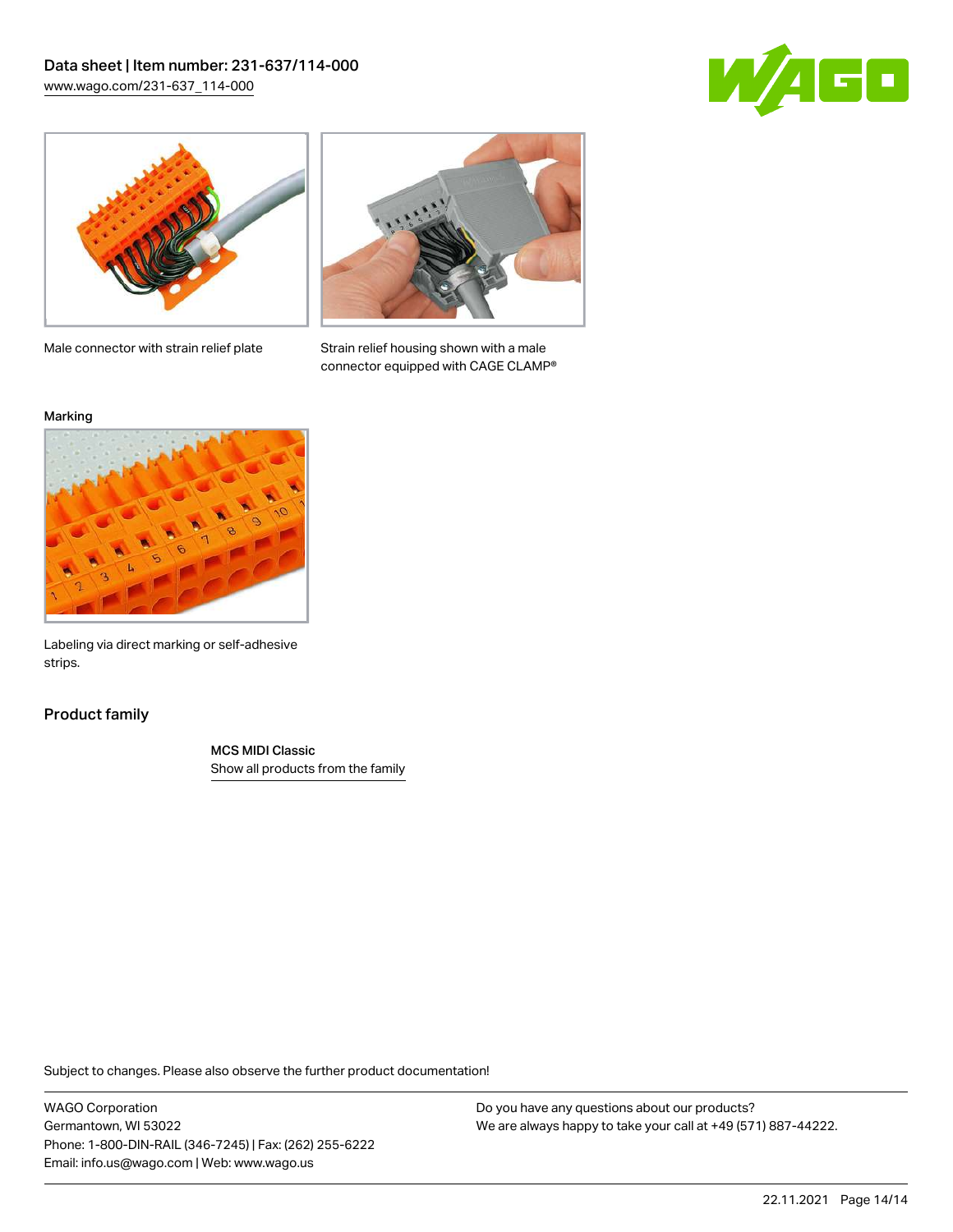Male connector with strain relief plate

Strain relief housing shown with a male connector equipped with CAGE CLAMP®

Marking

Labeling via direct marking or self-adhesive strips.

## Product family

MCS MIDI Classic
Show all products from the family

Subject to changes. Please also observe the further product documentation!

WAGO Corporation
Germantown, WI 53022
Phone: 1-800-DIN-RAIL (346-7245) | Fax: (262) 255-6222
Email: info.us@wago.com | Web: www.wago.us

Do you have any questions about our products?
We are always happy to take your call at +49 (571) 887-44222.